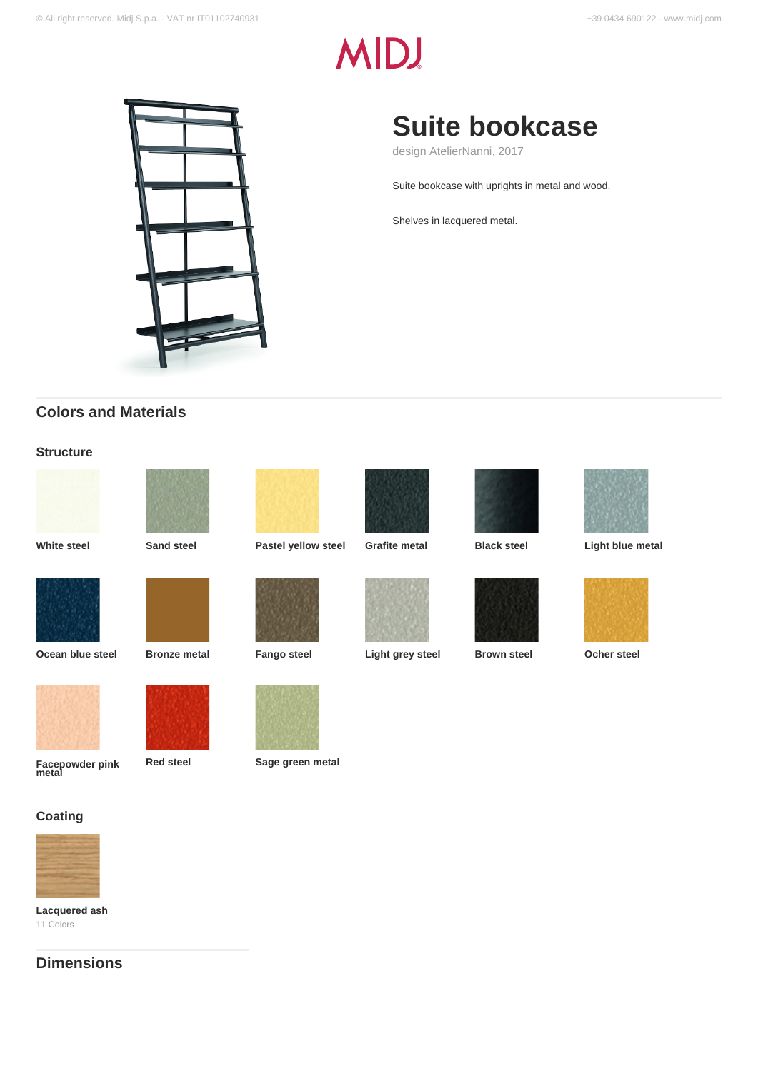# Suite bookcase

design AtelierNanni, 2017

Suite bookcase with uprights in metal and wood.

Shelves in lacquered metal.

## Colors and Materials

### Structure

White steel

Sand steel

Pastel yellow steel

Grafite metal

Black steel

Light blue metal

Ocean blue steel

Bronze metal

Fango steel

Light grey steel

Brown steel

Ocher steel

Facepowder pink metal

Red steel

Sage green metal

### Coating

Lacquered ash
11 Colors

## Dimensions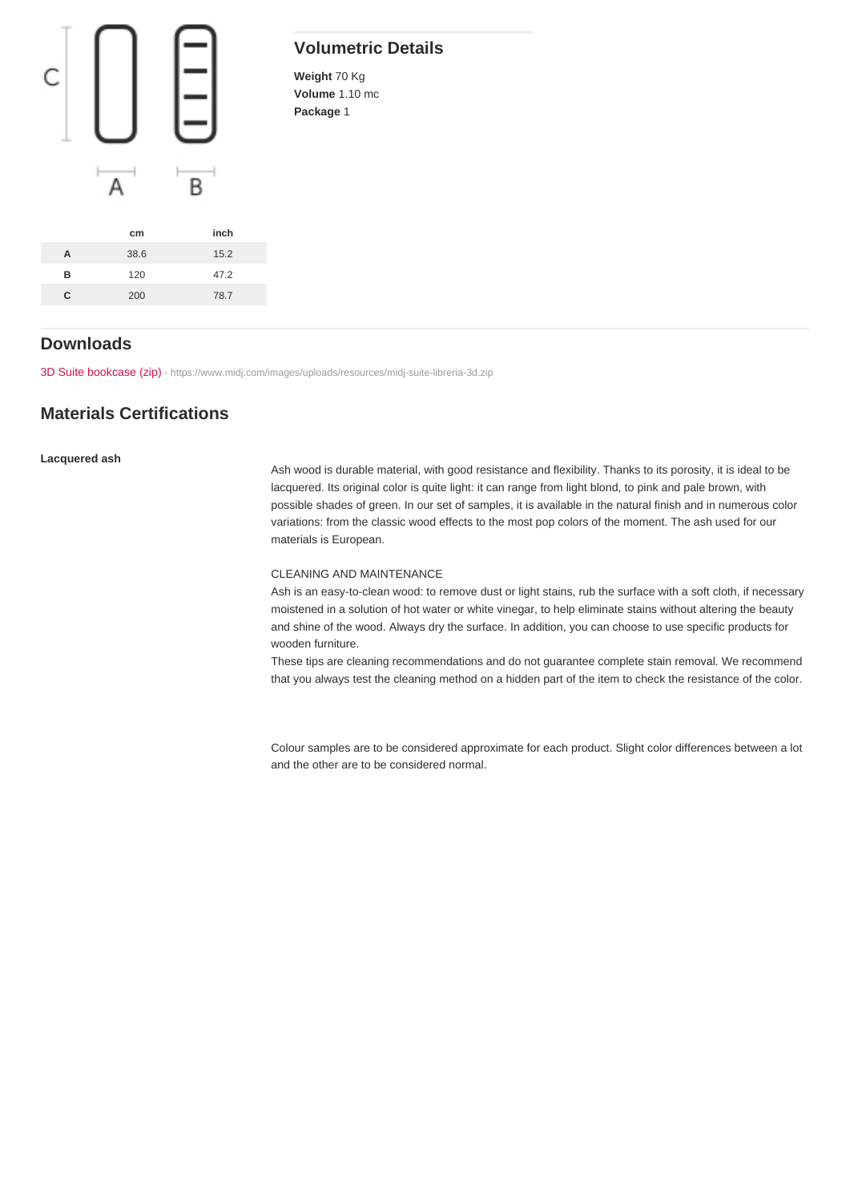C

A B

| | cm | inch |
|---|---|---|
| A | 38.6 | 15.2 |
| B | 120 | 47.2 |
| C | 200 | 78.7 |

## Volumetric Details

**Weight** 70 Kg
**Volume** 1.10 mc
**Package** 1

## Downloads

3D Suite bookcase (zip) - https://www.midj.com/images/uploads/resources/midj-suite-libreria-3d.zip

## Materials Certifications

**Lacquered ash**

Ash wood is durable material, with good resistance and flexibility. Thanks to its porosity, it is ideal to be lacquered. Its original color is quite light: it can range from light blond, to pink and pale brown, with possible shades of green. In our set of samples, it is available in the natural finish and in numerous color variations: from the classic wood effects to the most pop colors of the moment. The ash used for our materials is European.

CLEANING AND MAINTENANCE
Ash is an easy-to-clean wood: to remove dust or light stains, rub the surface with a soft cloth, if necessary moistened in a solution of hot water or white vinegar, to help eliminate stains without altering the beauty and shine of the wood. Always dry the surface. In addition, you can choose to use specific products for wooden furniture.
These tips are cleaning recommendations and do not guarantee complete stain removal. We recommend that you always test the cleaning method on a hidden part of the item to check the resistance of the color.

Colour samples are to be considered approximate for each product. Slight color differences between a lot and the other are to be considered normal.